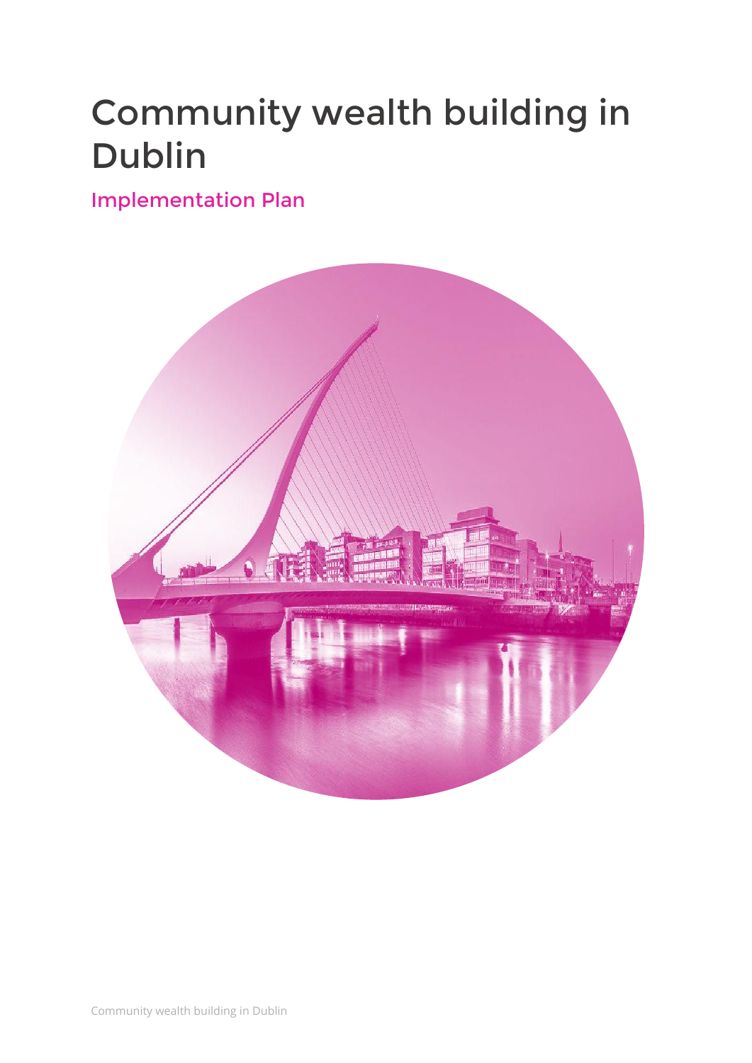# Community wealth building in Dublin

## Implementation Plan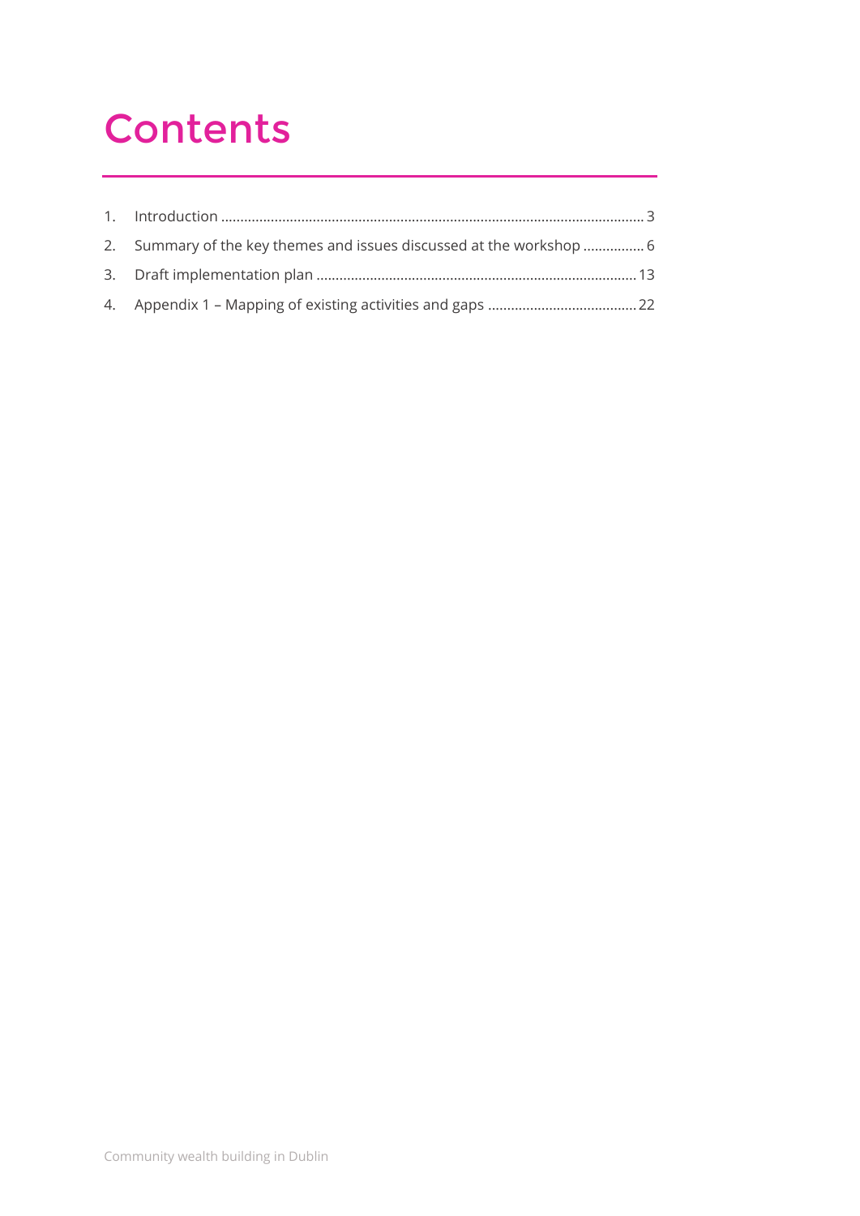# Contents

1. Introduction ........................................................................................................ 3
2. Summary of the key themes and issues discussed at the workshop ................ 6
3. Draft implementation plan ................................................................................ 13
4. Appendix 1 – Mapping of existing activities and gaps ..................................... 22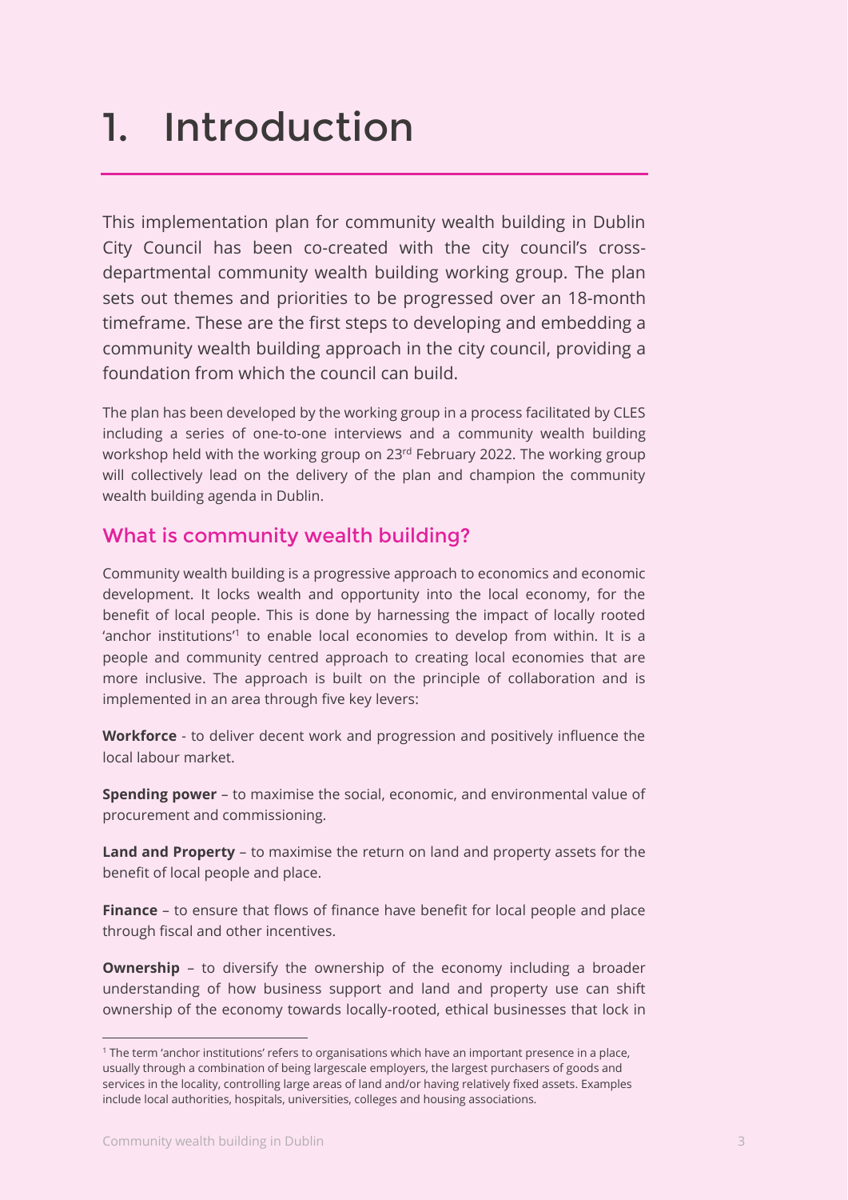# 1. Introduction

This implementation plan for community wealth building in Dublin City Council has been co-created with the city council's cross-departmental community wealth building working group. The plan sets out themes and priorities to be progressed over an 18-month timeframe. These are the first steps to developing and embedding a community wealth building approach in the city council, providing a foundation from which the council can build.

The plan has been developed by the working group in a process facilitated by CLES including a series of one-to-one interviews and a community wealth building workshop held with the working group on 23rd February 2022. The working group will collectively lead on the delivery of the plan and champion the community wealth building agenda in Dublin.

## What is community wealth building?

Community wealth building is a progressive approach to economics and economic development. It locks wealth and opportunity into the local economy, for the benefit of local people. This is done by harnessing the impact of locally rooted 'anchor institutions'[1] to enable local economies to develop from within. It is a people and community centred approach to creating local economies that are more inclusive. The approach is built on the principle of collaboration and is implemented in an area through five key levers:

**Workforce** - to deliver decent work and progression and positively influence the local labour market.

**Spending power** – to maximise the social, economic, and environmental value of procurement and commissioning.

**Land and Property** – to maximise the return on land and property assets for the benefit of local people and place.

**Finance** – to ensure that flows of finance have benefit for local people and place through fiscal and other incentives.

**Ownership** – to diversify the ownership of the economy including a broader understanding of how business support and land and property use can shift ownership of the economy towards locally-rooted, ethical businesses that lock in

[1] The term 'anchor institutions' refers to organisations which have an important presence in a place, usually through a combination of being largescale employers, the largest purchasers of goods and services in the locality, controlling large areas of land and/or having relatively fixed assets. Examples include local authorities, hospitals, universities, colleges and housing associations.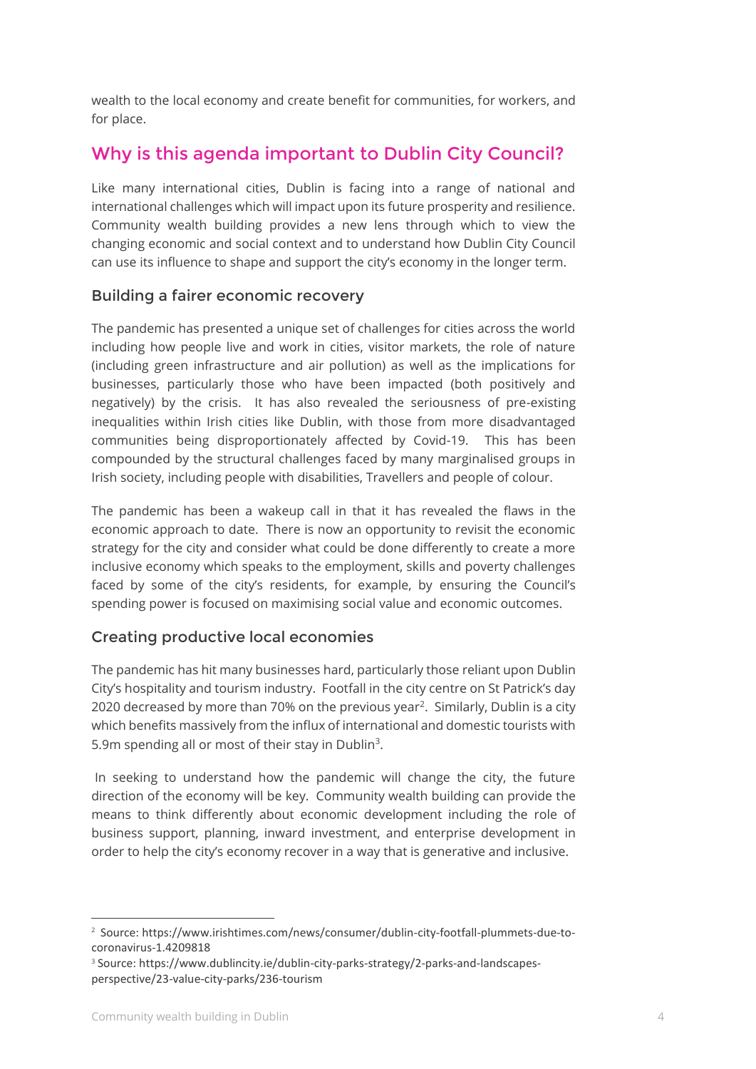wealth to the local economy and create benefit for communities, for workers, and for place.

## Why is this agenda important to Dublin City Council?

Like many international cities, Dublin is facing into a range of national and international challenges which will impact upon its future prosperity and resilience. Community wealth building provides a new lens through which to view the changing economic and social context and to understand how Dublin City Council can use its influence to shape and support the city's economy in the longer term.

### Building a fairer economic recovery

The pandemic has presented a unique set of challenges for cities across the world including how people live and work in cities, visitor markets, the role of nature (including green infrastructure and air pollution) as well as the implications for businesses, particularly those who have been impacted (both positively and negatively) by the crisis. It has also revealed the seriousness of pre-existing inequalities within Irish cities like Dublin, with those from more disadvantaged communities being disproportionately affected by Covid-19. This has been compounded by the structural challenges faced by many marginalised groups in Irish society, including people with disabilities, Travellers and people of colour.

The pandemic has been a wakeup call in that it has revealed the flaws in the economic approach to date. There is now an opportunity to revisit the economic strategy for the city and consider what could be done differently to create a more inclusive economy which speaks to the employment, skills and poverty challenges faced by some of the city's residents, for example, by ensuring the Council's spending power is focused on maximising social value and economic outcomes.

### Creating productive local economies

The pandemic has hit many businesses hard, particularly those reliant upon Dublin City's hospitality and tourism industry. Footfall in the city centre on St Patrick's day 2020 decreased by more than 70% on the previous year[2]. Similarly, Dublin is a city which benefits massively from the influx of international and domestic tourists with 5.9m spending all or most of their stay in Dublin[3].

In seeking to understand how the pandemic will change the city, the future direction of the economy will be key. Community wealth building can provide the means to think differently about economic development including the role of business support, planning, inward investment, and enterprise development in order to help the city's economy recover in a way that is generative and inclusive.

---

[2] Source: https://www.irishtimes.com/news/consumer/dublin-city-footfall-plummets-due-to-coronavirus-1.4209818

[3] Source: https://www.dublincity.ie/dublin-city-parks-strategy/2-parks-and-landscapes-perspective/23-value-city-parks/236-tourism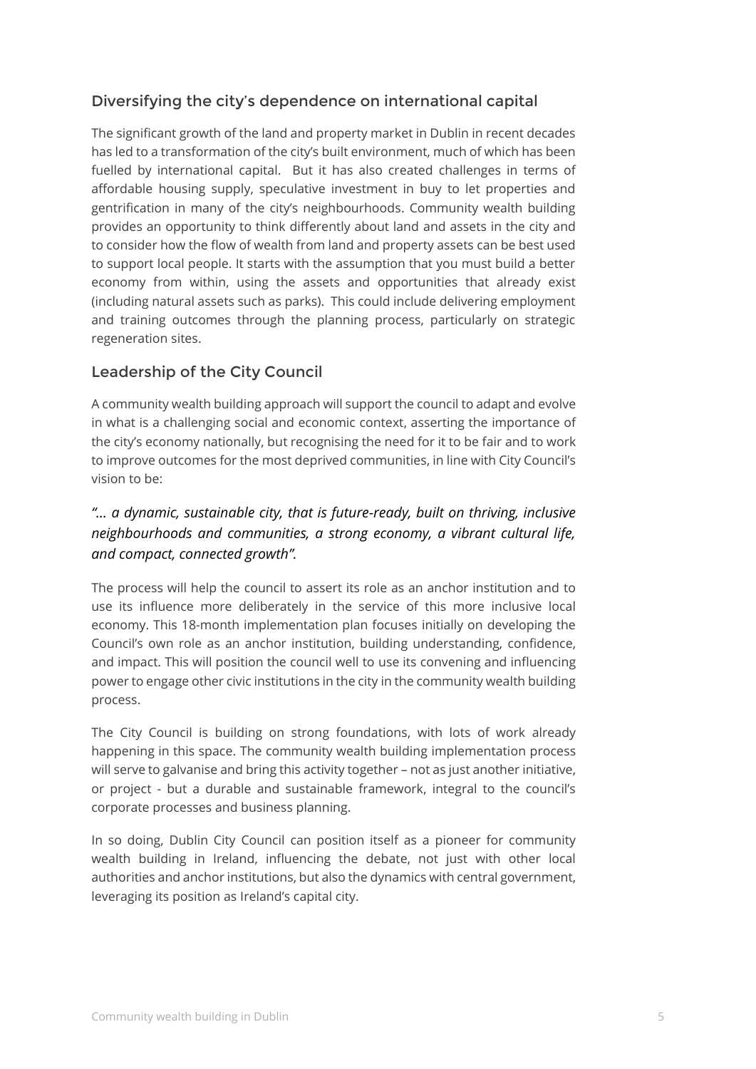## Diversifying the city's dependence on international capital

The significant growth of the land and property market in Dublin in recent decades has led to a transformation of the city's built environment, much of which has been fuelled by international capital. But it has also created challenges in terms of affordable housing supply, speculative investment in buy to let properties and gentrification in many of the city's neighbourhoods. Community wealth building provides an opportunity to think differently about land and assets in the city and to consider how the flow of wealth from land and property assets can be best used to support local people. It starts with the assumption that you must build a better economy from within, using the assets and opportunities that already exist (including natural assets such as parks). This could include delivering employment and training outcomes through the planning process, particularly on strategic regeneration sites.

## Leadership of the City Council

A community wealth building approach will support the council to adapt and evolve in what is a challenging social and economic context, asserting the importance of the city's economy nationally, but recognising the need for it to be fair and to work to improve outcomes for the most deprived communities, in line with City Council's vision to be:

***"… a dynamic, sustainable city, that is future-ready, built on thriving, inclusive neighbourhoods and communities, a strong economy, a vibrant cultural life, and compact, connected growth".***

The process will help the council to assert its role as an anchor institution and to use its influence more deliberately in the service of this more inclusive local economy. This 18-month implementation plan focuses initially on developing the Council's own role as an anchor institution, building understanding, confidence, and impact. This will position the council well to use its convening and influencing power to engage other civic institutions in the city in the community wealth building process.

The City Council is building on strong foundations, with lots of work already happening in this space. The community wealth building implementation process will serve to galvanise and bring this activity together – not as just another initiative, or project - but a durable and sustainable framework, integral to the council's corporate processes and business planning.

In so doing, Dublin City Council can position itself as a pioneer for community wealth building in Ireland, influencing the debate, not just with other local authorities and anchor institutions, but also the dynamics with central government, leveraging its position as Ireland's capital city.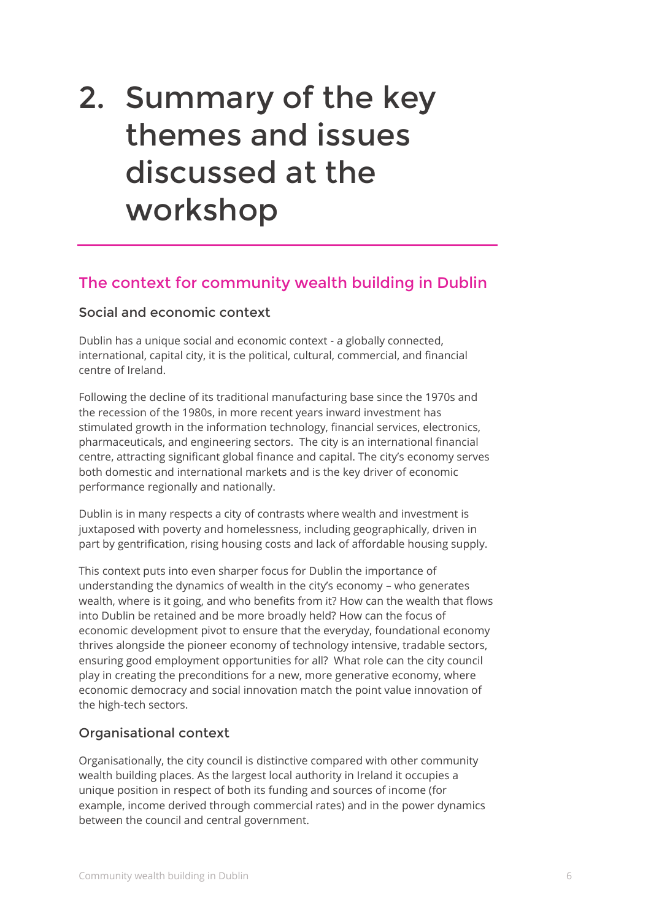# 2. Summary of the key themes and issues discussed at the workshop

## The context for community wealth building in Dublin

### Social and economic context

Dublin has a unique social and economic context - a globally connected, international, capital city, it is the political, cultural, commercial, and financial centre of Ireland.

Following the decline of its traditional manufacturing base since the 1970s and the recession of the 1980s, in more recent years inward investment has stimulated growth in the information technology, financial services, electronics, pharmaceuticals, and engineering sectors. The city is an international financial centre, attracting significant global finance and capital. The city's economy serves both domestic and international markets and is the key driver of economic performance regionally and nationally.

Dublin is in many respects a city of contrasts where wealth and investment is juxtaposed with poverty and homelessness, including geographically, driven in part by gentrification, rising housing costs and lack of affordable housing supply.

This context puts into even sharper focus for Dublin the importance of understanding the dynamics of wealth in the city's economy – who generates wealth, where is it going, and who benefits from it? How can the wealth that flows into Dublin be retained and be more broadly held? How can the focus of economic development pivot to ensure that the everyday, foundational economy thrives alongside the pioneer economy of technology intensive, tradable sectors, ensuring good employment opportunities for all? What role can the city council play in creating the preconditions for a new, more generative economy, where economic democracy and social innovation match the point value innovation of the high-tech sectors.

### Organisational context

Organisationally, the city council is distinctive compared with other community wealth building places. As the largest local authority in Ireland it occupies a unique position in respect of both its funding and sources of income (for example, income derived through commercial rates) and in the power dynamics between the council and central government.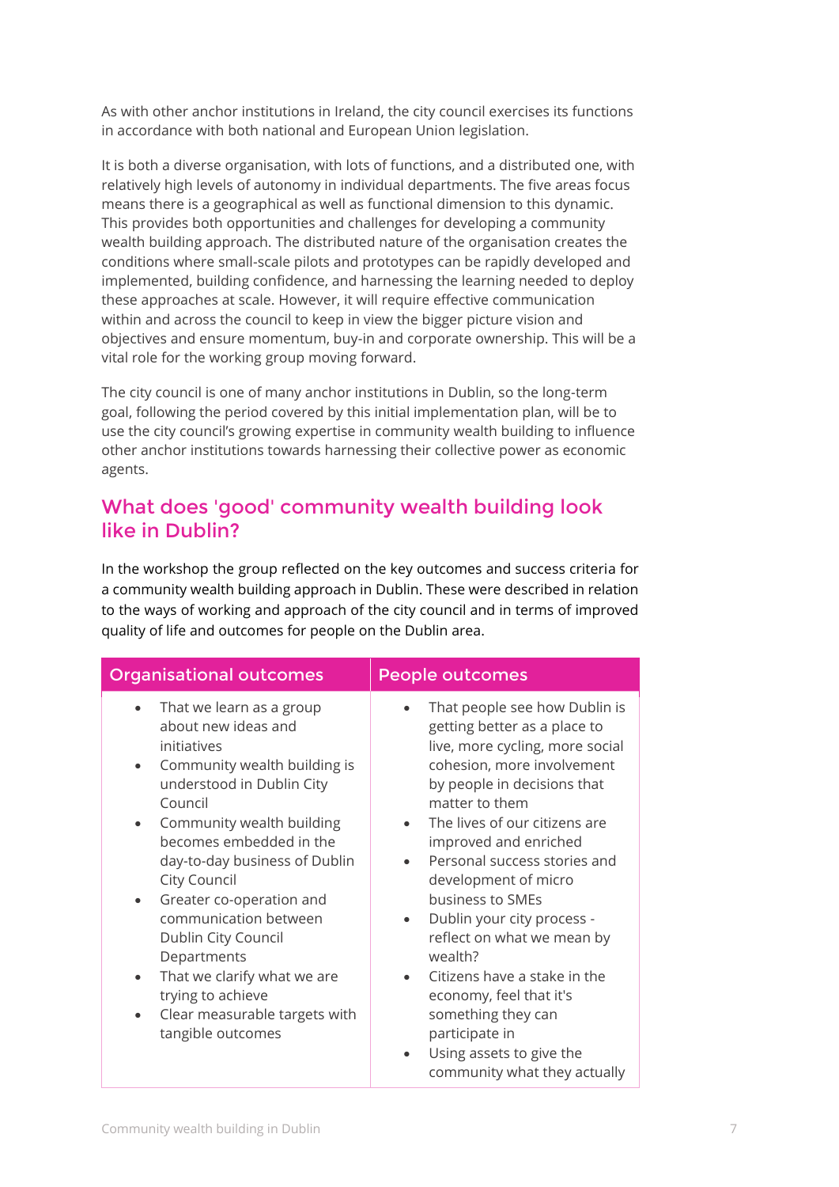As with other anchor institutions in Ireland, the city council exercises its functions in accordance with both national and European Union legislation.

It is both a diverse organisation, with lots of functions, and a distributed one, with relatively high levels of autonomy in individual departments. The five areas focus means there is a geographical as well as functional dimension to this dynamic. This provides both opportunities and challenges for developing a community wealth building approach. The distributed nature of the organisation creates the conditions where small-scale pilots and prototypes can be rapidly developed and implemented, building confidence, and harnessing the learning needed to deploy these approaches at scale. However, it will require effective communication within and across the council to keep in view the bigger picture vision and objectives and ensure momentum, buy-in and corporate ownership. This will be a vital role for the working group moving forward.

The city council is one of many anchor institutions in Dublin, so the long-term goal, following the period covered by this initial implementation plan, will be to use the city council's growing expertise in community wealth building to influence other anchor institutions towards harnessing their collective power as economic agents.

## What does 'good' community wealth building look like in Dublin?

In the workshop the group reflected on the key outcomes and success criteria for a community wealth building approach in Dublin. These were described in relation to the ways of working and approach of the city council and in terms of improved quality of life and outcomes for people on the Dublin area.

| Organisational outcomes | People outcomes |
|---|---|
| • That we learn as a group about new ideas and initiatives<br>• Community wealth building is understood in Dublin City Council<br>• Community wealth building becomes embedded in the day-to-day business of Dublin City Council<br>• Greater co-operation and communication between Dublin City Council Departments<br>• That we clarify what we are trying to achieve<br>• Clear measurable targets with tangible outcomes | • That people see how Dublin is getting better as a place to live, more cycling, more social cohesion, more involvement by people in decisions that matter to them<br>• The lives of our citizens are improved and enriched<br>• Personal success stories and development of micro business to SMEs<br>• Dublin your city process - reflect on what we mean by wealth?<br>• Citizens have a stake in the economy, feel that it's something they can participate in<br>• Using assets to give the community what they actually |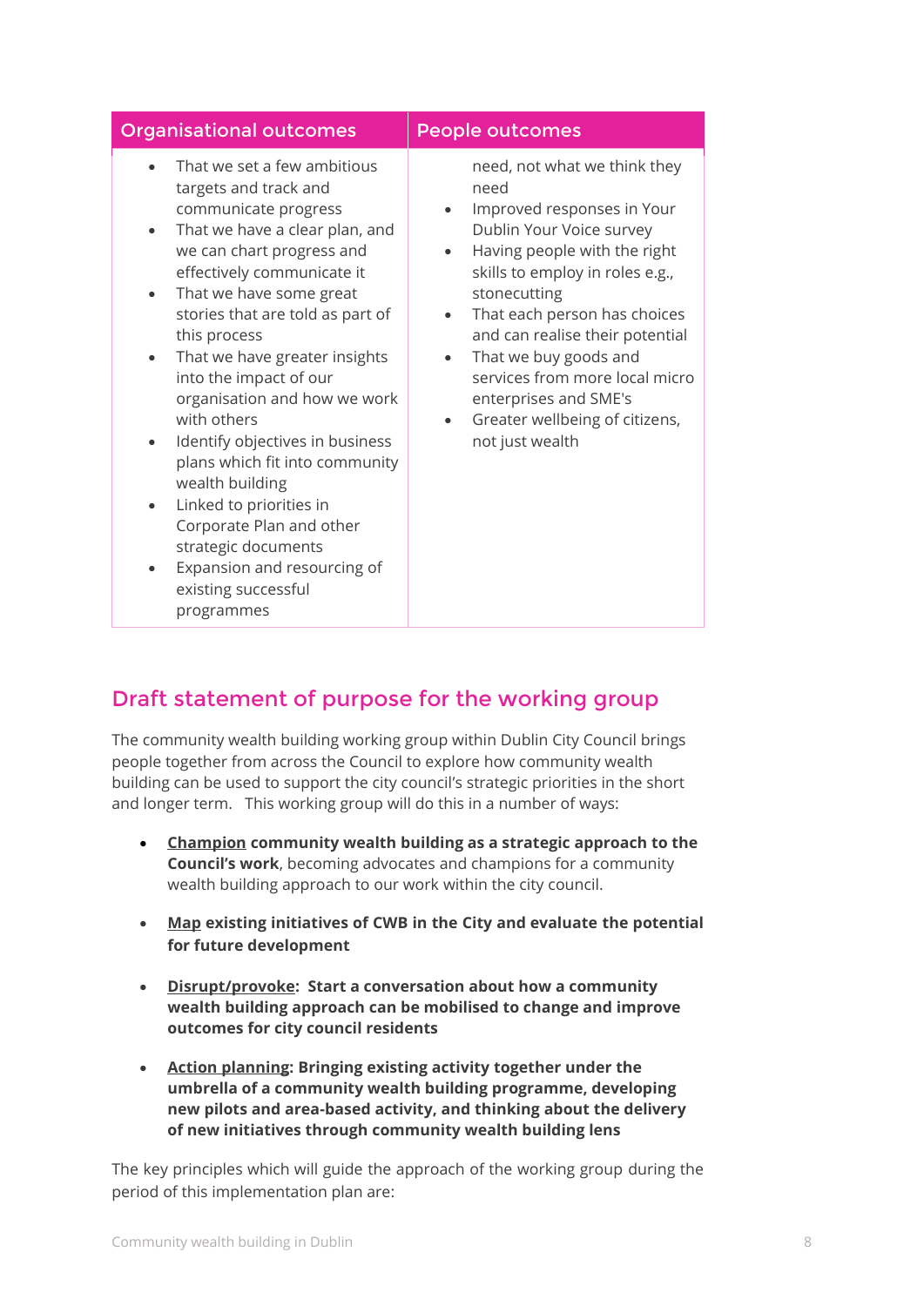| Organisational outcomes | People outcomes |
|---|---|
| • That we set a few ambitious targets and track and communicate progress<br>• That we have a clear plan, and we can chart progress and effectively communicate it<br>• That we have some great stories that are told as part of this process<br>• That we have greater insights into the impact of our organisation and how we work with others<br>• Identify objectives in business plans which fit into community wealth building<br>• Linked to priorities in Corporate Plan and other strategic documents<br>• Expansion and resourcing of existing successful programmes | need, not what we think they need<br>• Improved responses in Your Dublin Your Voice survey<br>• Having people with the right skills to employ in roles e.g., stonecutting<br>• That each person has choices and can realise their potential<br>• That we buy goods and services from more local micro enterprises and SME's<br>• Greater wellbeing of citizens, not just wealth |

## Draft statement of purpose for the working group

The community wealth building working group within Dublin City Council brings people together from across the Council to explore how community wealth building can be used to support the city council's strategic priorities in the short and longer term. This working group will do this in a number of ways:

- **Champion community wealth building as a strategic approach to the Council's work**, becoming advocates and champions for a community wealth building approach to our work within the city council.
- **Map existing initiatives of CWB in the City and evaluate the potential for future development**
- **Disrupt/provoke: Start a conversation about how a community wealth building approach can be mobilised to change and improve outcomes for city council residents**
- **Action planning: Bringing existing activity together under the umbrella of a community wealth building programme, developing new pilots and area-based activity, and thinking about the delivery of new initiatives through community wealth building lens**

The key principles which will guide the approach of the working group during the period of this implementation plan are: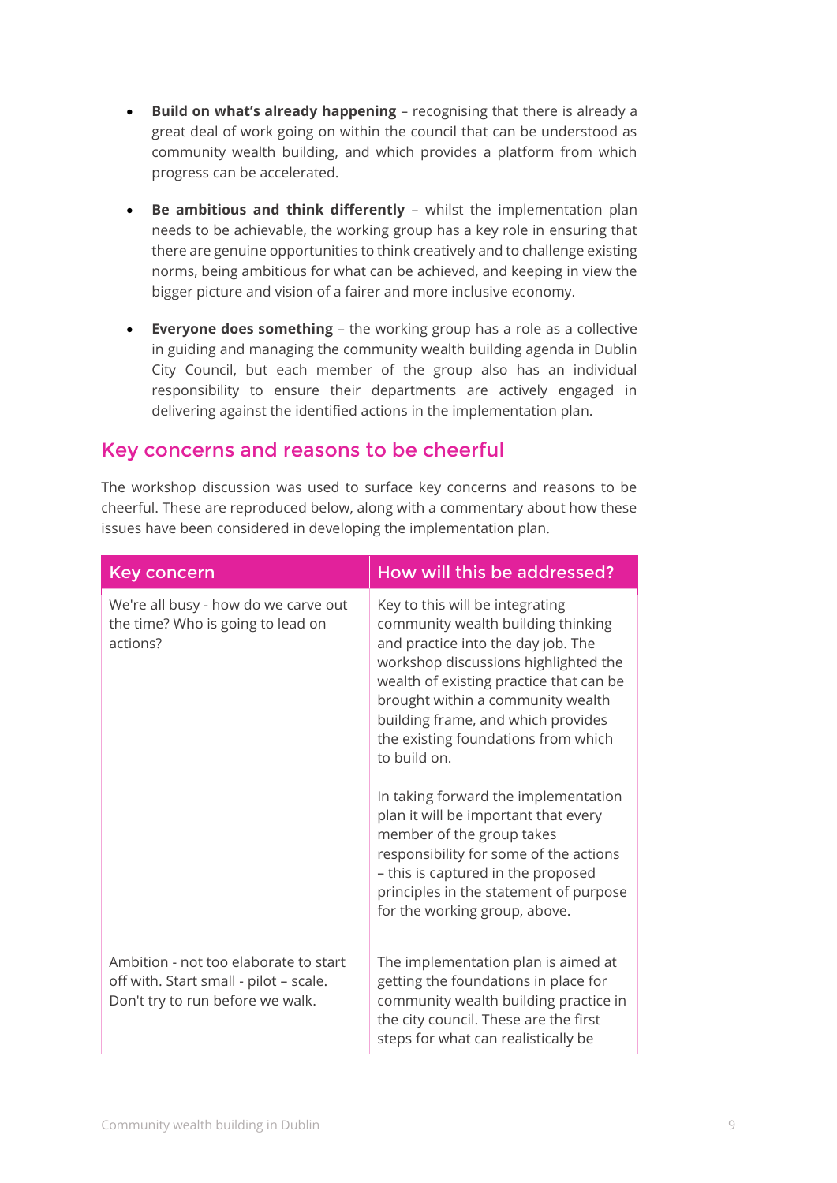- **Build on what's already happening** – recognising that there is already a great deal of work going on within the council that can be understood as community wealth building, and which provides a platform from which progress can be accelerated.

- **Be ambitious and think differently** – whilst the implementation plan needs to be achievable, the working group has a key role in ensuring that there are genuine opportunities to think creatively and to challenge existing norms, being ambitious for what can be achieved, and keeping in view the bigger picture and vision of a fairer and more inclusive economy.

- **Everyone does something** – the working group has a role as a collective in guiding and managing the community wealth building agenda in Dublin City Council, but each member of the group also has an individual responsibility to ensure their departments are actively engaged in delivering against the identified actions in the implementation plan.

## Key concerns and reasons to be cheerful

The workshop discussion was used to surface key concerns and reasons to be cheerful. These are reproduced below, along with a commentary about how these issues have been considered in developing the implementation plan.

| Key concern | How will this be addressed? |
|---|---|
| We're all busy - how do we carve out the time? Who is going to lead on actions? | Key to this will be integrating community wealth building thinking and practice into the day job. The workshop discussions highlighted the wealth of existing practice that can be brought within a community wealth building frame, and which provides the existing foundations from which to build on.<br><br>In taking forward the implementation plan it will be important that every member of the group takes responsibility for some of the actions – this is captured in the proposed principles in the statement of purpose for the working group, above. |
| Ambition - not too elaborate to start off with. Start small - pilot – scale. Don't try to run before we walk. | The implementation plan is aimed at getting the foundations in place for community wealth building practice in the city council. These are the first steps for what can realistically be |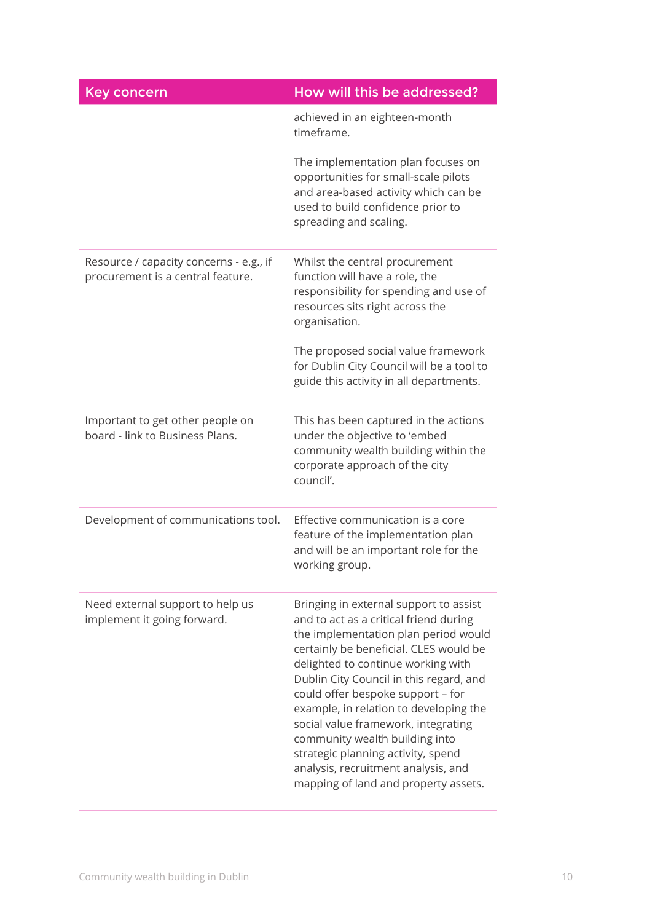| Key concern | How will this be addressed? |
|---|---|
| | achieved in an eighteen-month timeframe.<br><br>The implementation plan focuses on opportunities for small-scale pilots and area-based activity which can be used to build confidence prior to spreading and scaling. |
| Resource / capacity concerns - e.g., if procurement is a central feature. | Whilst the central procurement function will have a role, the responsibility for spending and use of resources sits right across the organisation.<br><br>The proposed social value framework for Dublin City Council will be a tool to guide this activity in all departments. |
| Important to get other people on board - link to Business Plans. | This has been captured in the actions under the objective to 'embed community wealth building within the corporate approach of the city council'. |
| Development of communications tool. | Effective communication is a core feature of the implementation plan and will be an important role for the working group. |
| Need external support to help us implement it going forward. | Bringing in external support to assist and to act as a critical friend during the implementation plan period would certainly be beneficial. CLES would be delighted to continue working with Dublin City Council in this regard, and could offer bespoke support – for example, in relation to developing the social value framework, integrating community wealth building into strategic planning activity, spend analysis, recruitment analysis, and mapping of land and property assets. |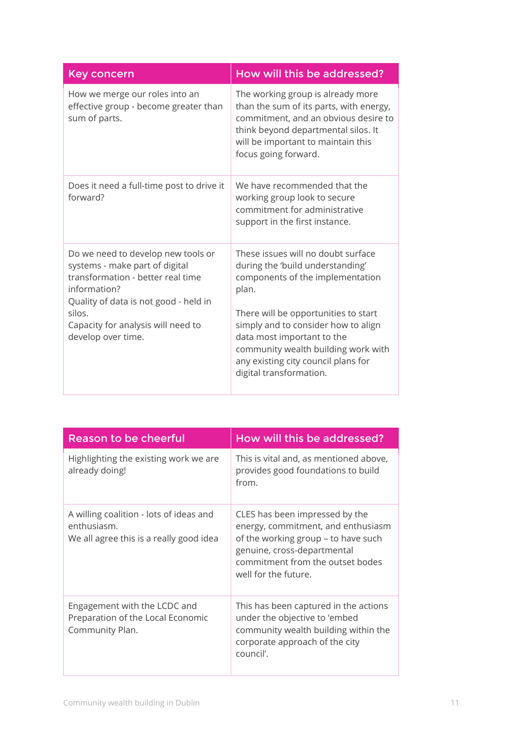| Key concern | How will this be addressed? |
|---|---|
| How we merge our roles into an effective group - become greater than sum of parts. | The working group is already more than the sum of its parts, with energy, commitment, and an obvious desire to think beyond departmental silos. It will be important to maintain this focus going forward. |
| Does it need a full-time post to drive it forward? | We have recommended that the working group look to secure commitment for administrative support in the first instance. |
| Do we need to develop new tools or systems - make part of digital transformation - better real time information?<br>Quality of data is not good - held in silos.<br>Capacity for analysis will need to develop over time. | These issues will no doubt surface during the 'build understanding' components of the implementation plan.<br><br>There will be opportunities to start simply and to consider how to align data most important to the community wealth building work with any existing city council plans for digital transformation. |

| Reason to be cheerful | How will this be addressed? |
|---|---|
| Highlighting the existing work we are already doing! | This is vital and, as mentioned above, provides good foundations to build from. |
| A willing coalition - lots of ideas and enthusiasm.<br>We all agree this is a really good idea | CLES has been impressed by the energy, commitment, and enthusiasm of the working group – to have such genuine, cross-departmental commitment from the outset bodes well for the future. |
| Engagement with the LCDC and Preparation of the Local Economic Community Plan. | This has been captured in the actions under the objective to 'embed community wealth building within the corporate approach of the city council'. |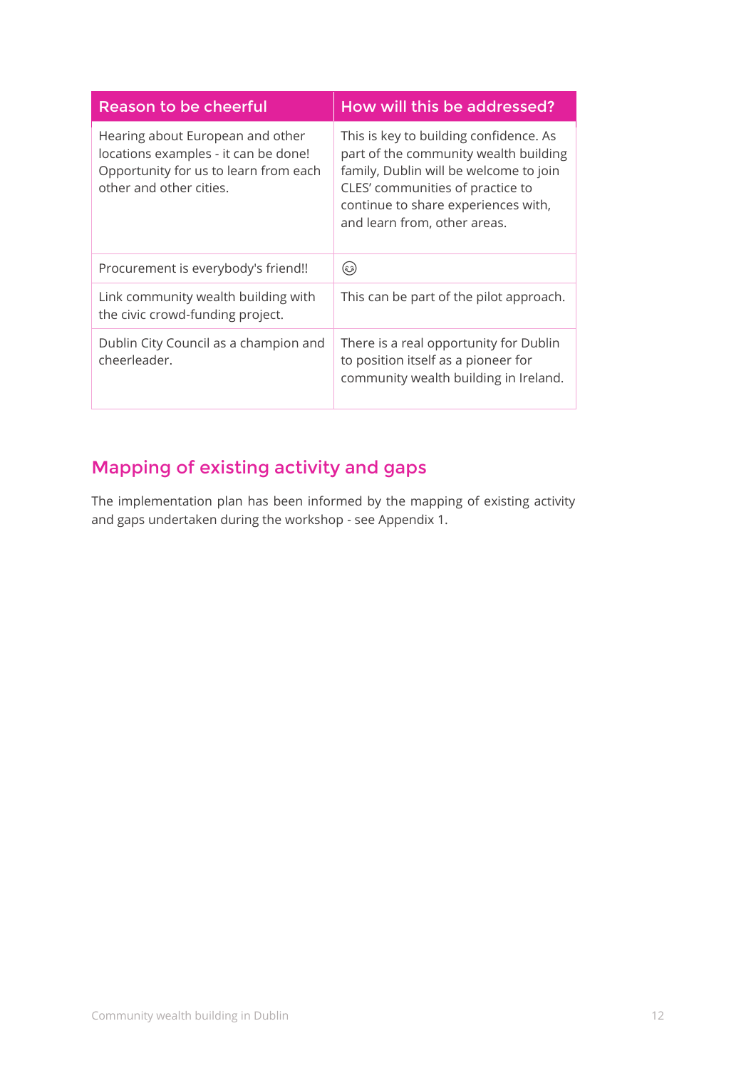| Reason to be cheerful | How will this be addressed? |
|---|---|
| Hearing about European and other locations examples - it can be done! Opportunity for us to learn from each other and other cities. | This is key to building confidence. As part of the community wealth building family, Dublin will be welcome to join CLES' communities of practice to continue to share experiences with, and learn from, other areas. |
| Procurement is everybody's friend!! | 😉 |
| Link community wealth building with the civic crowd-funding project. | This can be part of the pilot approach. |
| Dublin City Council as a champion and cheerleader. | There is a real opportunity for Dublin to position itself as a pioneer for community wealth building in Ireland. |

## Mapping of existing activity and gaps

The implementation plan has been informed by the mapping of existing activity and gaps undertaken during the workshop - see Appendix 1.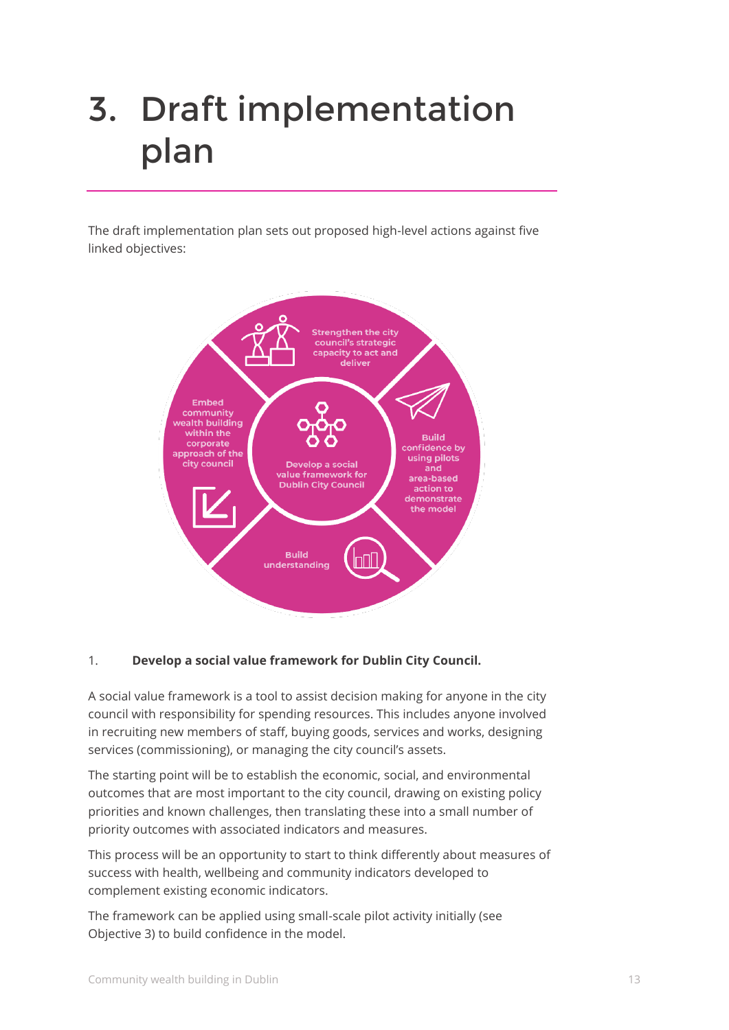# 3. Draft implementation plan

The draft implementation plan sets out proposed high-level actions against five linked objectives:

Strengthen the city council's strategic capacity to act and deliver

Embed community wealth building within the corporate approach of the city council

Develop a social value framework for Dublin City Council

Build confidence by using pilots and area-based action to demonstrate the model

Build understanding

1. **Develop a social value framework for Dublin City Council.**

A social value framework is a tool to assist decision making for anyone in the city council with responsibility for spending resources. This includes anyone involved in recruiting new members of staff, buying goods, services and works, designing services (commissioning), or managing the city council's assets.

The starting point will be to establish the economic, social, and environmental outcomes that are most important to the city council, drawing on existing policy priorities and known challenges, then translating these into a small number of priority outcomes with associated indicators and measures.

This process will be an opportunity to start to think differently about measures of success with health, wellbeing and community indicators developed to complement existing economic indicators.

The framework can be applied using small-scale pilot activity initially (see Objective 3) to build confidence in the model.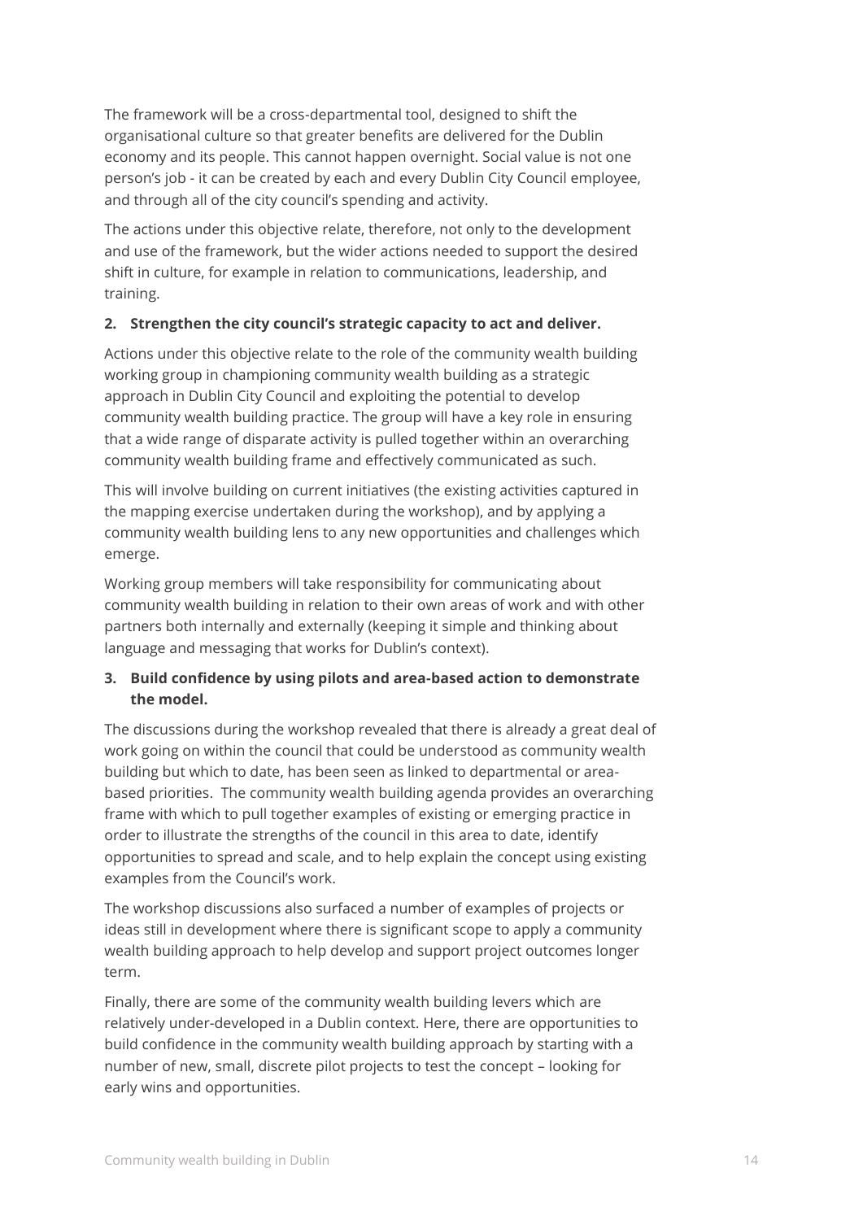The framework will be a cross-departmental tool, designed to shift the organisational culture so that greater benefits are delivered for the Dublin economy and its people. This cannot happen overnight. Social value is not one person's job - it can be created by each and every Dublin City Council employee, and through all of the city council's spending and activity.

The actions under this objective relate, therefore, not only to the development and use of the framework, but the wider actions needed to support the desired shift in culture, for example in relation to communications, leadership, and training.

**2. Strengthen the city council's strategic capacity to act and deliver.**

Actions under this objective relate to the role of the community wealth building working group in championing community wealth building as a strategic approach in Dublin City Council and exploiting the potential to develop community wealth building practice. The group will have a key role in ensuring that a wide range of disparate activity is pulled together within an overarching community wealth building frame and effectively communicated as such.

This will involve building on current initiatives (the existing activities captured in the mapping exercise undertaken during the workshop), and by applying a community wealth building lens to any new opportunities and challenges which emerge.

Working group members will take responsibility for communicating about community wealth building in relation to their own areas of work and with other partners both internally and externally (keeping it simple and thinking about language and messaging that works for Dublin's context).

**3. Build confidence by using pilots and area-based action to demonstrate the model.**

The discussions during the workshop revealed that there is already a great deal of work going on within the council that could be understood as community wealth building but which to date, has been seen as linked to departmental or area-based priorities. The community wealth building agenda provides an overarching frame with which to pull together examples of existing or emerging practice in order to illustrate the strengths of the council in this area to date, identify opportunities to spread and scale, and to help explain the concept using existing examples from the Council's work.

The workshop discussions also surfaced a number of examples of projects or ideas still in development where there is significant scope to apply a community wealth building approach to help develop and support project outcomes longer term.

Finally, there are some of the community wealth building levers which are relatively under-developed in a Dublin context. Here, there are opportunities to build confidence in the community wealth building approach by starting with a number of new, small, discrete pilot projects to test the concept – looking for early wins and opportunities.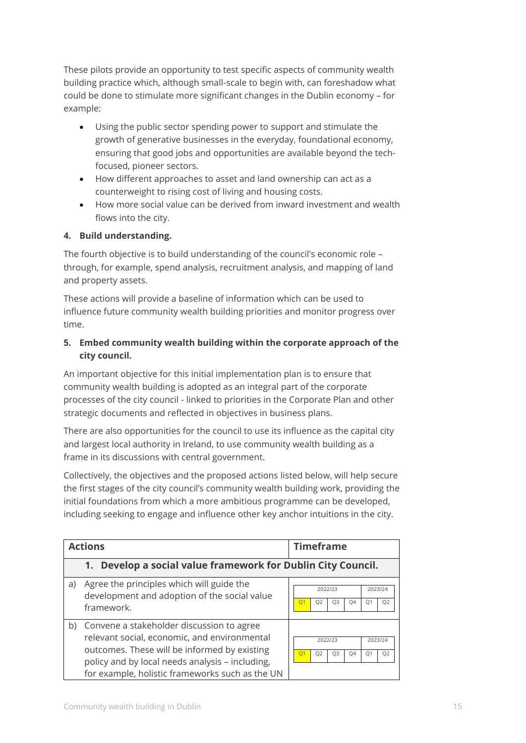These pilots provide an opportunity to test specific aspects of community wealth building practice which, although small-scale to begin with, can foreshadow what could be done to stimulate more significant changes in the Dublin economy – for example:

- Using the public sector spending power to support and stimulate the growth of generative businesses in the everyday, foundational economy, ensuring that good jobs and opportunities are available beyond the tech-focused, pioneer sectors.
- How different approaches to asset and land ownership can act as a counterweight to rising cost of living and housing costs.
- How more social value can be derived from inward investment and wealth flows into the city.

**4. Build understanding.**

The fourth objective is to build understanding of the council's economic role – through, for example, spend analysis, recruitment analysis, and mapping of land and property assets.

These actions will provide a baseline of information which can be used to influence future community wealth building priorities and monitor progress over time.

**5. Embed community wealth building within the corporate approach of the city council.**

An important objective for this initial implementation plan is to ensure that community wealth building is adopted as an integral part of the corporate processes of the city council - linked to priorities in the Corporate Plan and other strategic documents and reflected in objectives in business plans.

There are also opportunities for the council to use its influence as the capital city and largest local authority in Ireland, to use community wealth building as a frame in its discussions with central government.

Collectively, the objectives and the proposed actions listed below, will help secure the first stages of the city council's community wealth building work, providing the initial foundations from which a more ambitious programme can be developed, including seeking to engage and influence other key anchor intuitions in the city.

| Actions | | Timeframe |
|---|---|---|
| | **1. Develop a social value framework for Dublin City Council.** | |
| a) | Agree the principles which will guide the development and adoption of the social value framework. | 2022/23: Q1 (highlighted), Q2, Q3, Q4; 2023/24: Q1, Q2 |
| b) | Convene a stakeholder discussion to agree relevant social, economic, and environmental outcomes. These will be informed by existing policy and by local needs analysis – including, for example, holistic frameworks such as the UN | 2022/23: Q1 (highlighted), Q2, Q3, Q4; 2023/24: Q1, Q2 |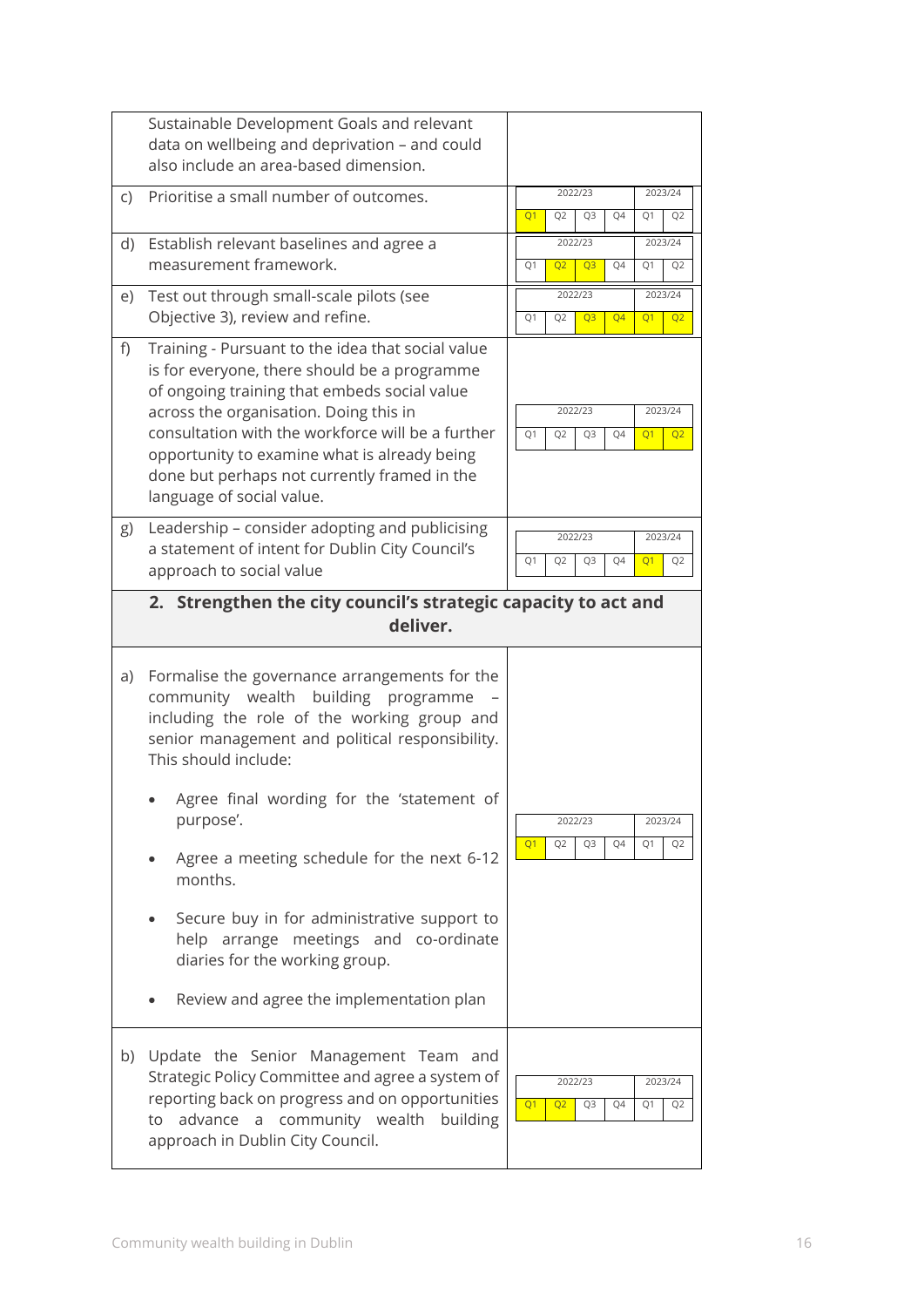| | Action | 2022/23 Q1 | 2022/23 Q2 | 2022/23 Q3 | 2022/23 Q4 | 2023/24 Q1 | 2023/24 Q2 |
|---|---|---|---|---|---|---|---|
| | Sustainable Development Goals and relevant data on wellbeing and deprivation – and could also include an area-based dimension. | | | | | | |
| c) | Prioritise a small number of outcomes. | X | | | | | |
| d) | Establish relevant baselines and agree a measurement framework. | | X | X | | | |
| e) | Test out through small-scale pilots (see Objective 3), review and refine. | | | X | X | X | X |
| f) | Training - Pursuant to the idea that social value is for everyone, there should be a programme of ongoing training that embeds social value across the organisation. Doing this in consultation with the workforce will be a further opportunity to examine what is already being done but perhaps not currently framed in the language of social value. | | | | | X | X |
| g) | Leadership – consider adopting and publicising a statement of intent for Dublin City Council's approach to social value | | | | | X | |
| | **2. Strengthen the city council's strategic capacity to act and deliver.** | | | | | | |
| a) | Formalise the governance arrangements for the community wealth building programme – including the role of the working group and senior management and political responsibility. This should include:<br>• Agree final wording for the 'statement of purpose'.<br>• Agree a meeting schedule for the next 6-12 months.<br>• Secure buy in for administrative support to help arrange meetings and co-ordinate diaries for the working group.<br>• Review and agree the implementation plan | X | | | | | |
| b) | Update the Senior Management Team and Strategic Policy Committee and agree a system of reporting back on progress and on opportunities to advance a community wealth building approach in Dublin City Council. | X | X | | | | |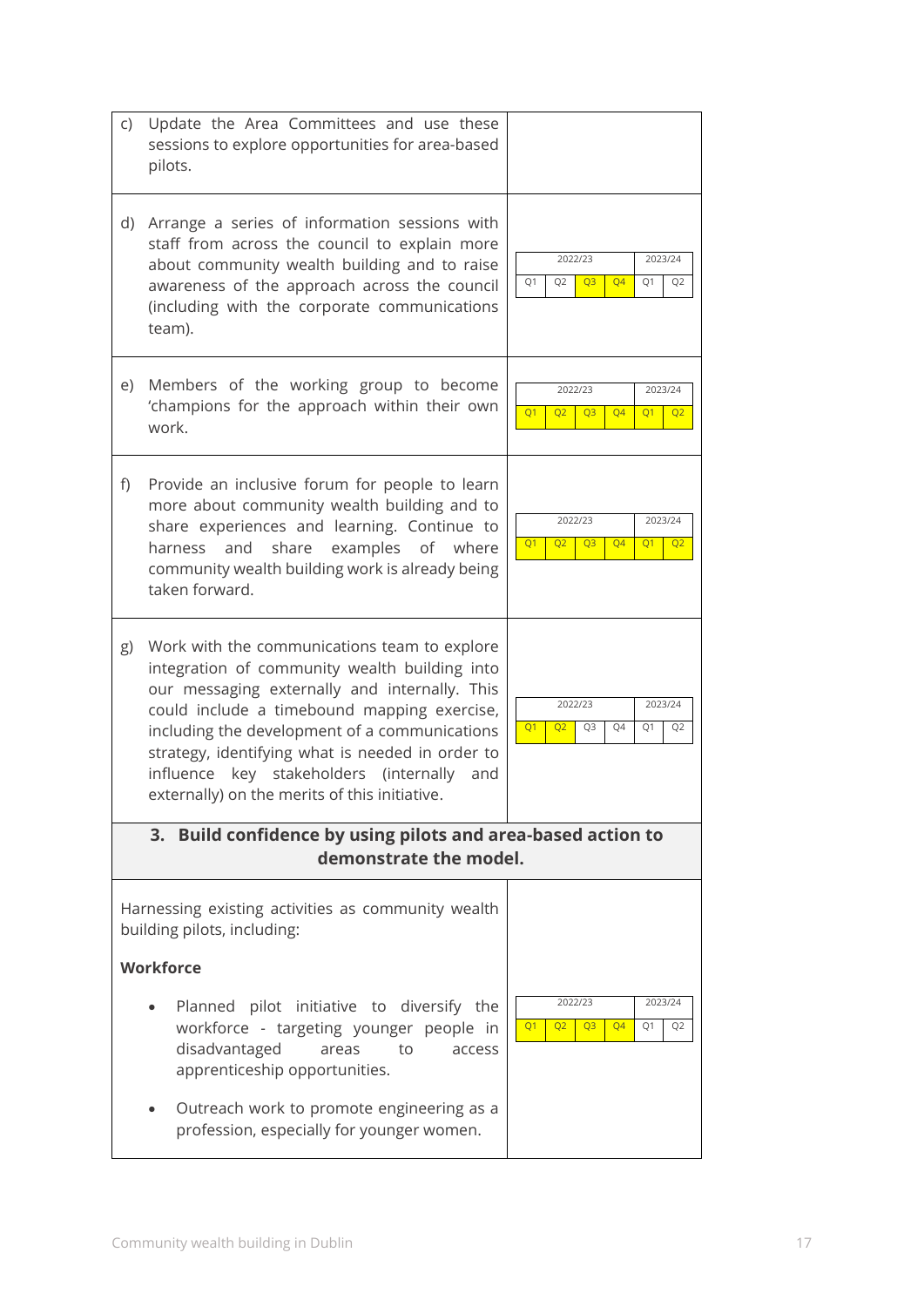| Action | Timeline (highlighted quarters) |
|---|---|
| c) Update the Area Committees and use these sessions to explore opportunities for area-based pilots. | |
| d) Arrange a series of information sessions with staff from across the council to explain more about community wealth building and to raise awareness of the approach across the council (including with the corporate communications team). | 2022/23: Q3, Q4 |
| e) Members of the working group to become 'champions for the approach within their own work. | 2022/23: Q1, Q2, Q3, Q4; 2023/24: Q1, Q2 |
| f) Provide an inclusive forum for people to learn more about community wealth building and to share experiences and learning. Continue to harness and share examples of where community wealth building work is already being taken forward. | 2022/23: Q1, Q2, Q3, Q4; 2023/24: Q1, Q2 |
| g) Work with the communications team to explore integration of community wealth building into our messaging externally and internally. This could include a timebound mapping exercise, including the development of a communications strategy, identifying what is needed in order to influence key stakeholders (internally and externally) on the merits of this initiative. | 2022/23: Q1, Q2 |
| **3. Build confidence by using pilots and area-based action to demonstrate the model.** | |
| Harnessing existing activities as community wealth building pilots, including:<br><br>**Workforce**<br><br>• Planned pilot initiative to diversify the workforce - targeting younger people in disadvantaged areas to access apprenticeship opportunities.<br><br>• Outreach work to promote engineering as a profession, especially for younger women. | 2022/23: Q1, Q2, Q3, Q4 |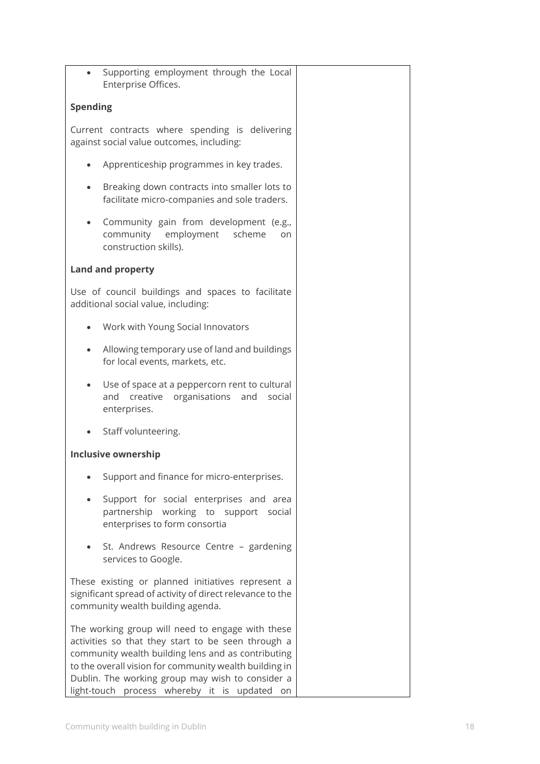- Supporting employment through the Local Enterprise Offices.

**Spending**

Current contracts where spending is delivering against social value outcomes, including:

- Apprenticeship programmes in key trades.
- Breaking down contracts into smaller lots to facilitate micro-companies and sole traders.
- Community gain from development (e.g., community employment scheme on construction skills).

**Land and property**

Use of council buildings and spaces to facilitate additional social value, including:

- Work with Young Social Innovators
- Allowing temporary use of land and buildings for local events, markets, etc.
- Use of space at a peppercorn rent to cultural and creative organisations and social enterprises.
- Staff volunteering.

**Inclusive ownership**

- Support and finance for micro-enterprises.
- Support for social enterprises and area partnership working to support social enterprises to form consortia
- St. Andrews Resource Centre – gardening services to Google.

These existing or planned initiatives represent a significant spread of activity of direct relevance to the community wealth building agenda.

The working group will need to engage with these activities so that they start to be seen through a community wealth building lens and as contributing to the overall vision for community wealth building in Dublin. The working group may wish to consider a light-touch process whereby it is updated on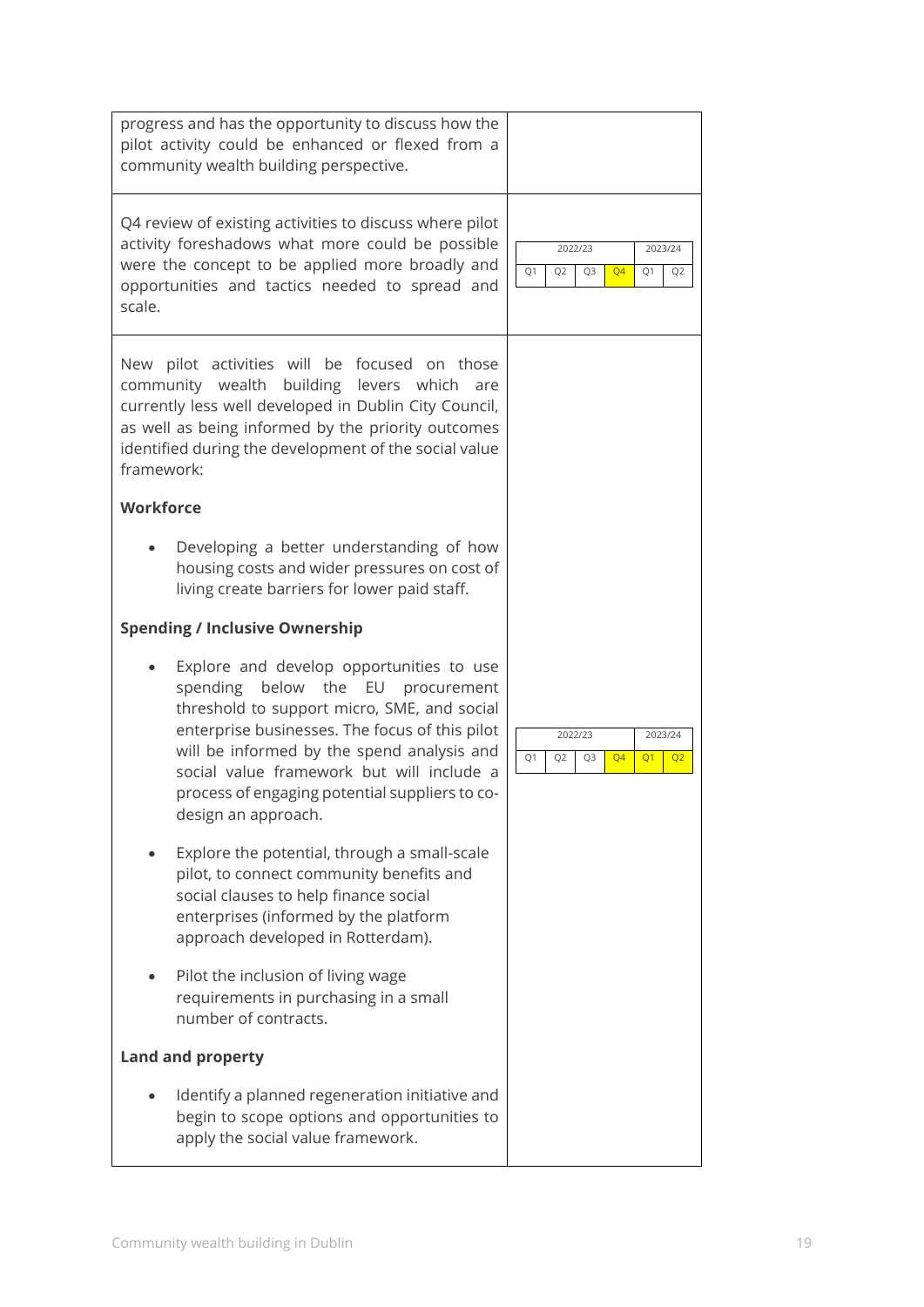| | |
|---|---|
| progress and has the opportunity to discuss how the pilot activity could be enhanced or flexed from a community wealth building perspective. | |
| Q4 review of existing activities to discuss where pilot activity foreshadows what more could be possible were the concept to be applied more broadly and opportunities and tactics needed to spread and scale. | 2022/23: Q1, Q2, Q3, **Q4**; 2023/24: Q1, Q2 |
| New pilot activities will be focused on those community wealth building levers which are currently less well developed in Dublin City Council, as well as being informed by the priority outcomes identified during the development of the social value framework:<br><br>**Workforce**<br><br>• Developing a better understanding of how housing costs and wider pressures on cost of living create barriers for lower paid staff.<br><br>**Spending / Inclusive Ownership**<br><br>• Explore and develop opportunities to use spending below the EU procurement threshold to support micro, SME, and social enterprise businesses. The focus of this pilot will be informed by the spend analysis and social value framework but will include a process of engaging potential suppliers to co-design an approach.<br><br>• Explore the potential, through a small-scale pilot, to connect community benefits and social clauses to help finance social enterprises (informed by the platform approach developed in Rotterdam).<br><br>• Pilot the inclusion of living wage requirements in purchasing in a small number of contracts.<br><br>**Land and property**<br><br>• Identify a planned regeneration initiative and begin to scope options and opportunities to apply the social value framework. | 2022/23: Q1, Q2, Q3, **Q4**; 2023/24: **Q1**, **Q2** |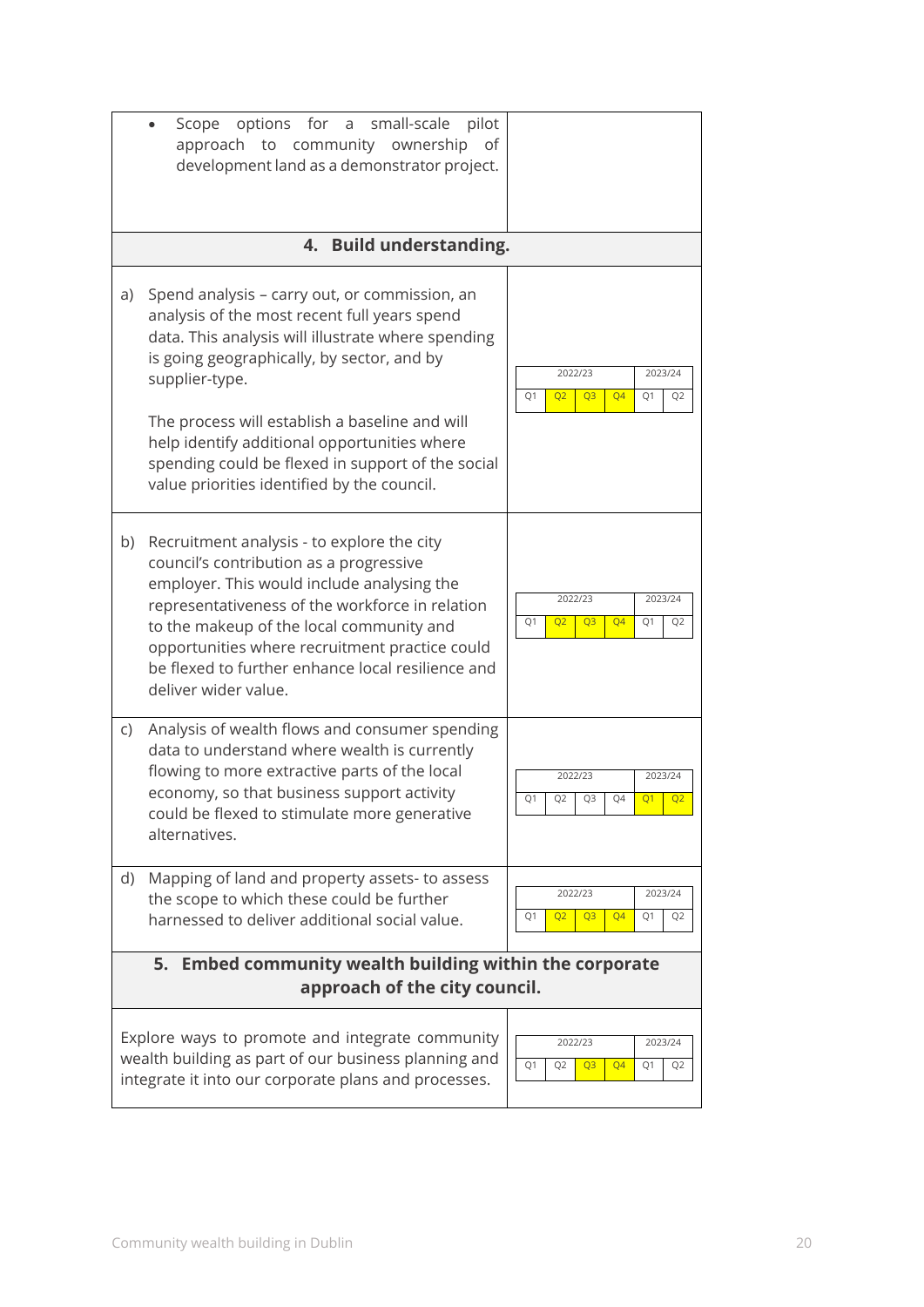| | |
|---|---|
| • Scope options for a small-scale pilot approach to community ownership of development land as a demonstrator project. | |
| **4. Build understanding.** | |
| a) Spend analysis – carry out, or commission, an analysis of the most recent full years spend data. This analysis will illustrate where spending is going geographically, by sector, and by supplier-type.<br><br>The process will establish a baseline and will help identify additional opportunities where spending could be flexed in support of the social value priorities identified by the council. | 2022/23: Q1, **Q2**, **Q3**, **Q4**; 2023/24: Q1, Q2 |
| b) Recruitment analysis - to explore the city council's contribution as a progressive employer. This would include analysing the representativeness of the workforce in relation to the makeup of the local community and opportunities where recruitment practice could be flexed to further enhance local resilience and deliver wider value. | 2022/23: Q1, **Q2**, **Q3**, **Q4**; 2023/24: Q1, Q2 |
| c) Analysis of wealth flows and consumer spending data to understand where wealth is currently flowing to more extractive parts of the local economy, so that business support activity could be flexed to stimulate more generative alternatives. | 2022/23: Q1, Q2, Q3, Q4; 2023/24: **Q1**, **Q2** |
| d) Mapping of land and property assets- to assess the scope to which these could be further harnessed to deliver additional social value. | 2022/23: Q1, **Q2**, **Q3**, **Q4**; 2023/24: Q1, Q2 |
| **5. Embed community wealth building within the corporate approach of the city council.** | |
| Explore ways to promote and integrate community wealth building as part of our business planning and integrate it into our corporate plans and processes. | 2022/23: Q1, Q2, **Q3**, **Q4**; 2023/24: Q1, Q2 |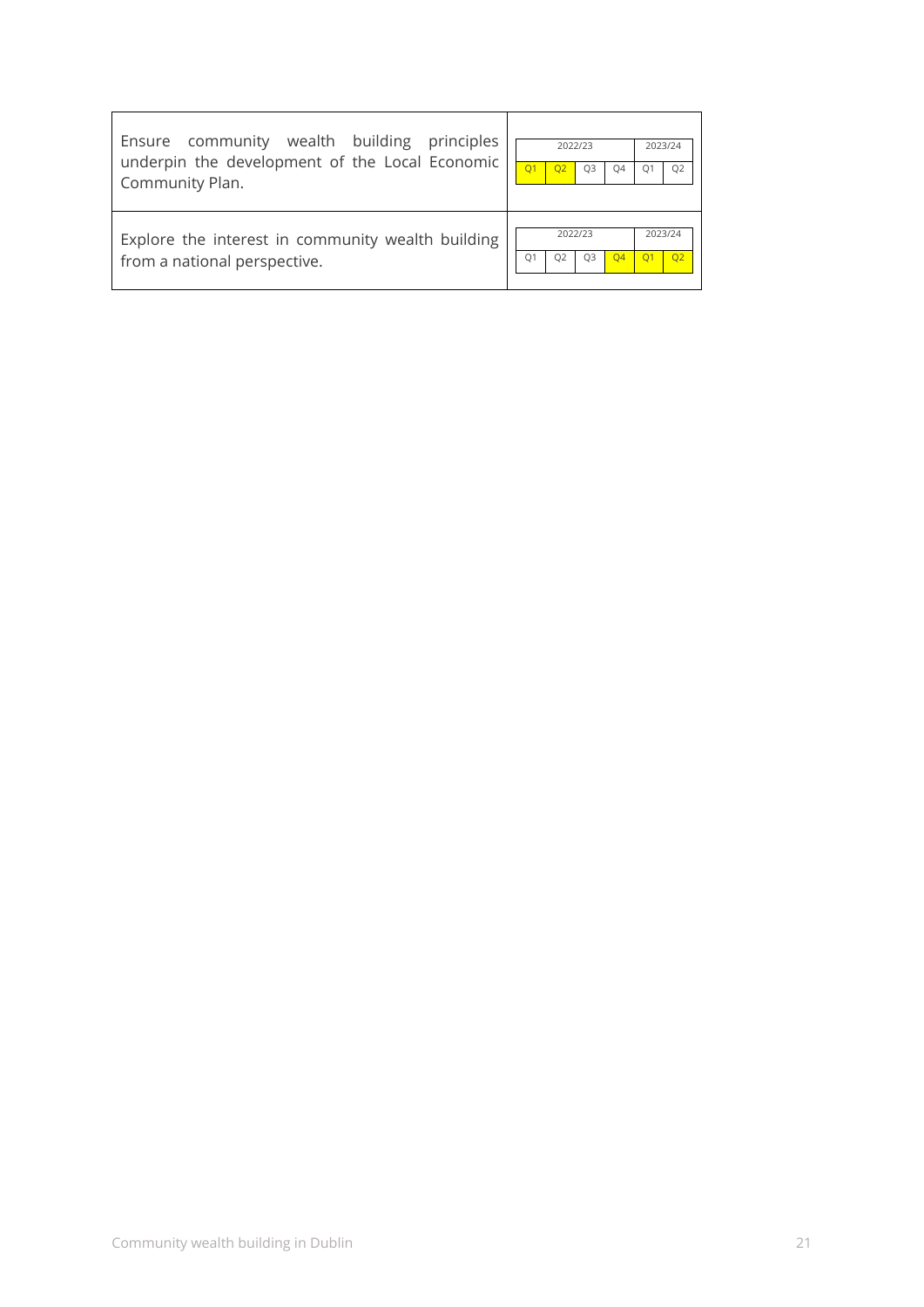| Action | 2022/23 | | | | 2023/24 | |
|---|---|---|---|---|---|---|
| | Q1 | Q2 | Q3 | Q4 | Q1 | Q2 |
| Ensure community wealth building principles underpin the development of the Local Economic Community Plan. | **Q1** | **Q2** | Q3 | Q4 | Q1 | Q2 |
| Explore the interest in community wealth building from a national perspective. | Q1 | Q2 | Q3 | **Q4** | **Q1** | **Q2** |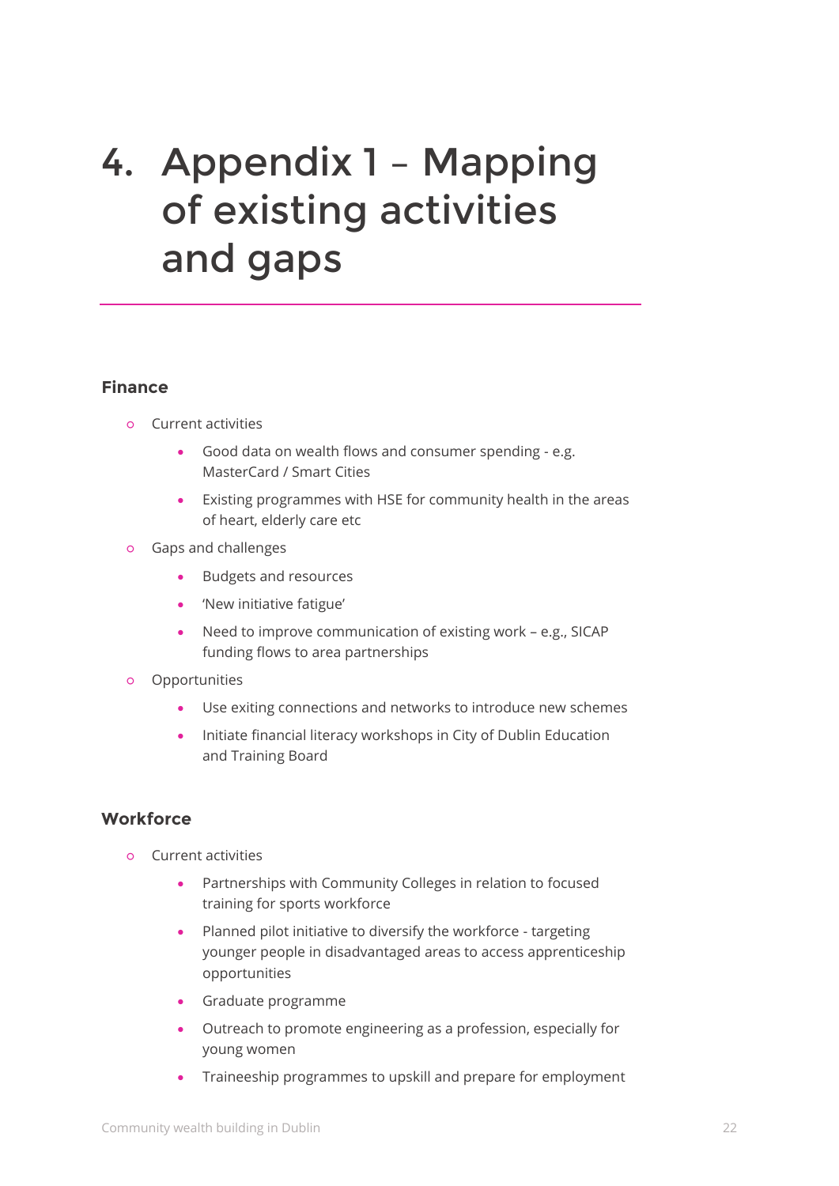# 4. Appendix 1 – Mapping of existing activities and gaps

### Finance

- Current activities
  - Good data on wealth flows and consumer spending - e.g. MasterCard / Smart Cities
  - Existing programmes with HSE for community health in the areas of heart, elderly care etc
- Gaps and challenges
  - Budgets and resources
  - 'New initiative fatigue'
  - Need to improve communication of existing work – e.g., SICAP funding flows to area partnerships
- Opportunities
  - Use exiting connections and networks to introduce new schemes
  - Initiate financial literacy workshops in City of Dublin Education and Training Board

### Workforce

- Current activities
  - Partnerships with Community Colleges in relation to focused training for sports workforce
  - Planned pilot initiative to diversify the workforce - targeting younger people in disadvantaged areas to access apprenticeship opportunities
  - Graduate programme
  - Outreach to promote engineering as a profession, especially for young women
  - Traineeship programmes to upskill and prepare for employment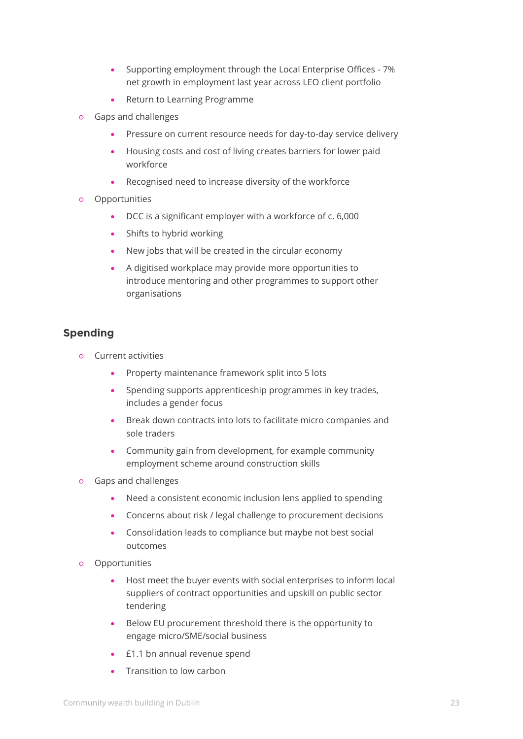- Supporting employment through the Local Enterprise Offices - 7% net growth in employment last year across LEO client portfolio
    - Return to Learning Programme
- Gaps and challenges
    - Pressure on current resource needs for day-to-day service delivery
    - Housing costs and cost of living creates barriers for lower paid workforce
    - Recognised need to increase diversity of the workforce
- Opportunities
    - DCC is a significant employer with a workforce of c. 6,000
    - Shifts to hybrid working
    - New jobs that will be created in the circular economy
    - A digitised workplace may provide more opportunities to introduce mentoring and other programmes to support other organisations

### Spending

- Current activities
    - Property maintenance framework split into 5 lots
    - Spending supports apprenticeship programmes in key trades, includes a gender focus
    - Break down contracts into lots to facilitate micro companies and sole traders
    - Community gain from development, for example community employment scheme around construction skills
- Gaps and challenges
    - Need a consistent economic inclusion lens applied to spending
    - Concerns about risk / legal challenge to procurement decisions
    - Consolidation leads to compliance but maybe not best social outcomes
- Opportunities
    - Host meet the buyer events with social enterprises to inform local suppliers of contract opportunities and upskill on public sector tendering
    - Below EU procurement threshold there is the opportunity to engage micro/SME/social business
    - £1.1 bn annual revenue spend
    - Transition to low carbon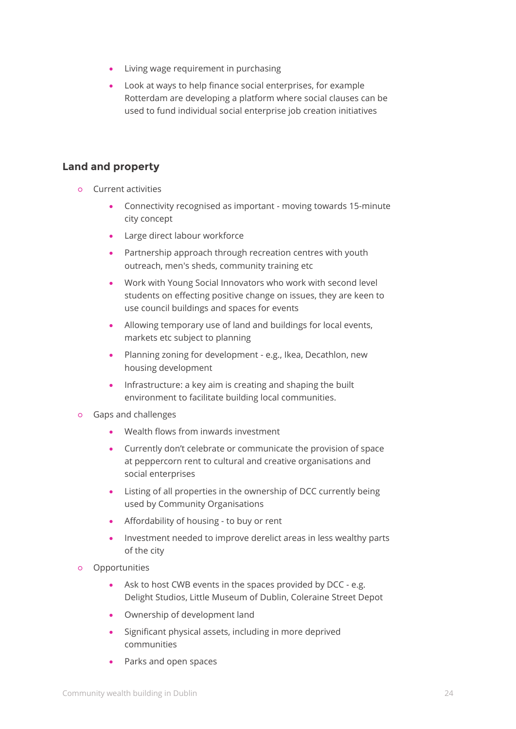- Living wage requirement in purchasing
- Look at ways to help finance social enterprises, for example Rotterdam are developing a platform where social clauses can be used to fund individual social enterprise job creation initiatives

## Land and property

- Current activities
  - Connectivity recognised as important - moving towards 15-minute city concept
  - Large direct labour workforce
  - Partnership approach through recreation centres with youth outreach, men's sheds, community training etc
  - Work with Young Social Innovators who work with second level students on effecting positive change on issues, they are keen to use council buildings and spaces for events
  - Allowing temporary use of land and buildings for local events, markets etc subject to planning
  - Planning zoning for development - e.g., Ikea, Decathlon, new housing development
  - Infrastructure: a key aim is creating and shaping the built environment to facilitate building local communities.
- Gaps and challenges
  - Wealth flows from inwards investment
  - Currently don't celebrate or communicate the provision of space at peppercorn rent to cultural and creative organisations and social enterprises
  - Listing of all properties in the ownership of DCC currently being used by Community Organisations
  - Affordability of housing - to buy or rent
  - Investment needed to improve derelict areas in less wealthy parts of the city
- Opportunities
  - Ask to host CWB events in the spaces provided by DCC - e.g. Delight Studios, Little Museum of Dublin, Coleraine Street Depot
  - Ownership of development land
  - Significant physical assets, including in more deprived communities
  - Parks and open spaces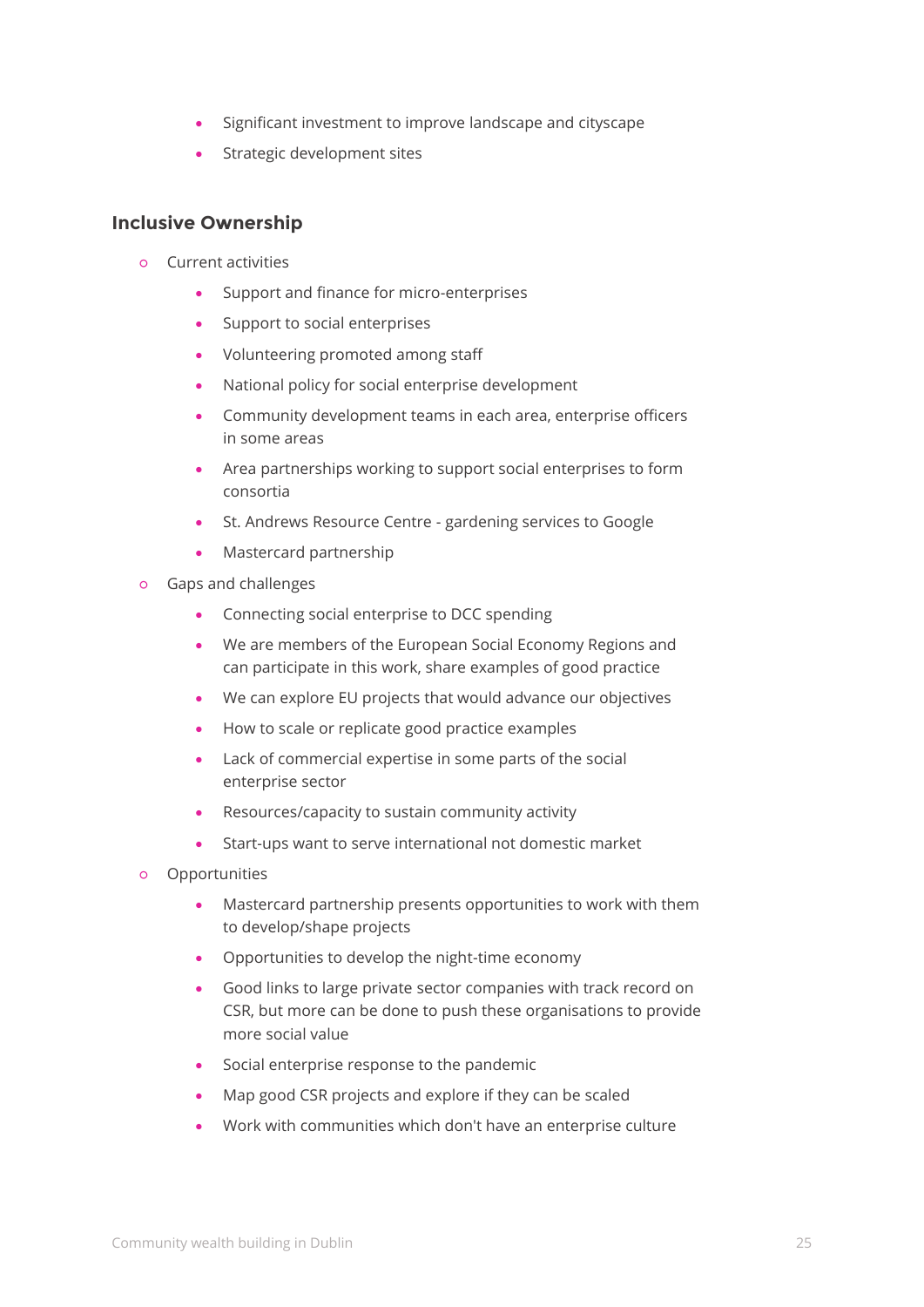- Significant investment to improve landscape and cityscape
- Strategic development sites

### Inclusive Ownership

- Current activities
  - Support and finance for micro-enterprises
  - Support to social enterprises
  - Volunteering promoted among staff
  - National policy for social enterprise development
  - Community development teams in each area, enterprise officers in some areas
  - Area partnerships working to support social enterprises to form consortia
  - St. Andrews Resource Centre - gardening services to Google
  - Mastercard partnership
- Gaps and challenges
  - Connecting social enterprise to DCC spending
  - We are members of the European Social Economy Regions and can participate in this work, share examples of good practice
  - We can explore EU projects that would advance our objectives
  - How to scale or replicate good practice examples
  - Lack of commercial expertise in some parts of the social enterprise sector
  - Resources/capacity to sustain community activity
  - Start-ups want to serve international not domestic market
- Opportunities
  - Mastercard partnership presents opportunities to work with them to develop/shape projects
  - Opportunities to develop the night-time economy
  - Good links to large private sector companies with track record on CSR, but more can be done to push these organisations to provide more social value
  - Social enterprise response to the pandemic
  - Map good CSR projects and explore if they can be scaled
  - Work with communities which don't have an enterprise culture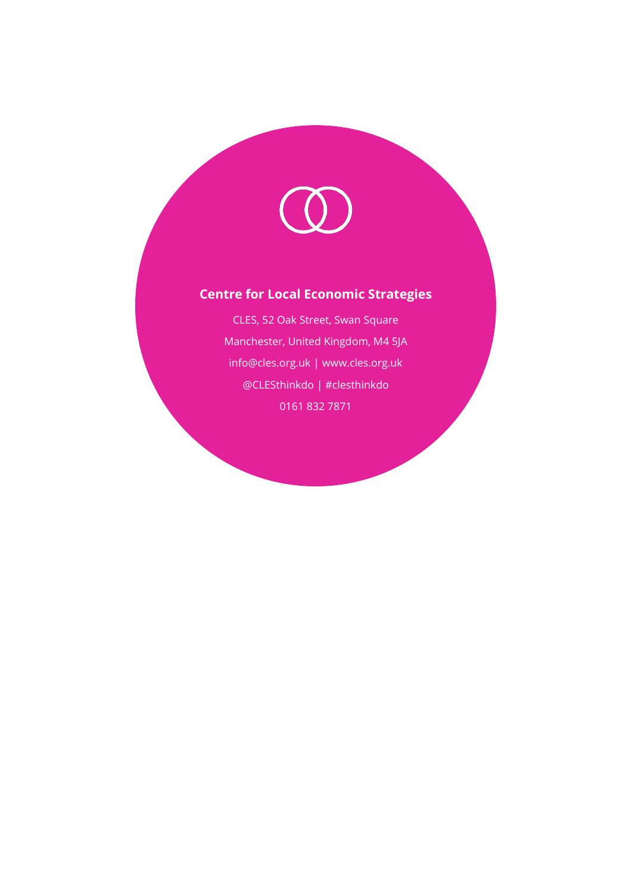**Centre for Local Economic Strategies**

CLES, 52 Oak Street, Swan Square

Manchester, United Kingdom, M4 5JA

info@cles.org.uk | www.cles.org.uk

@CLESthinkdo | #clesthinkdo

0161 832 7871